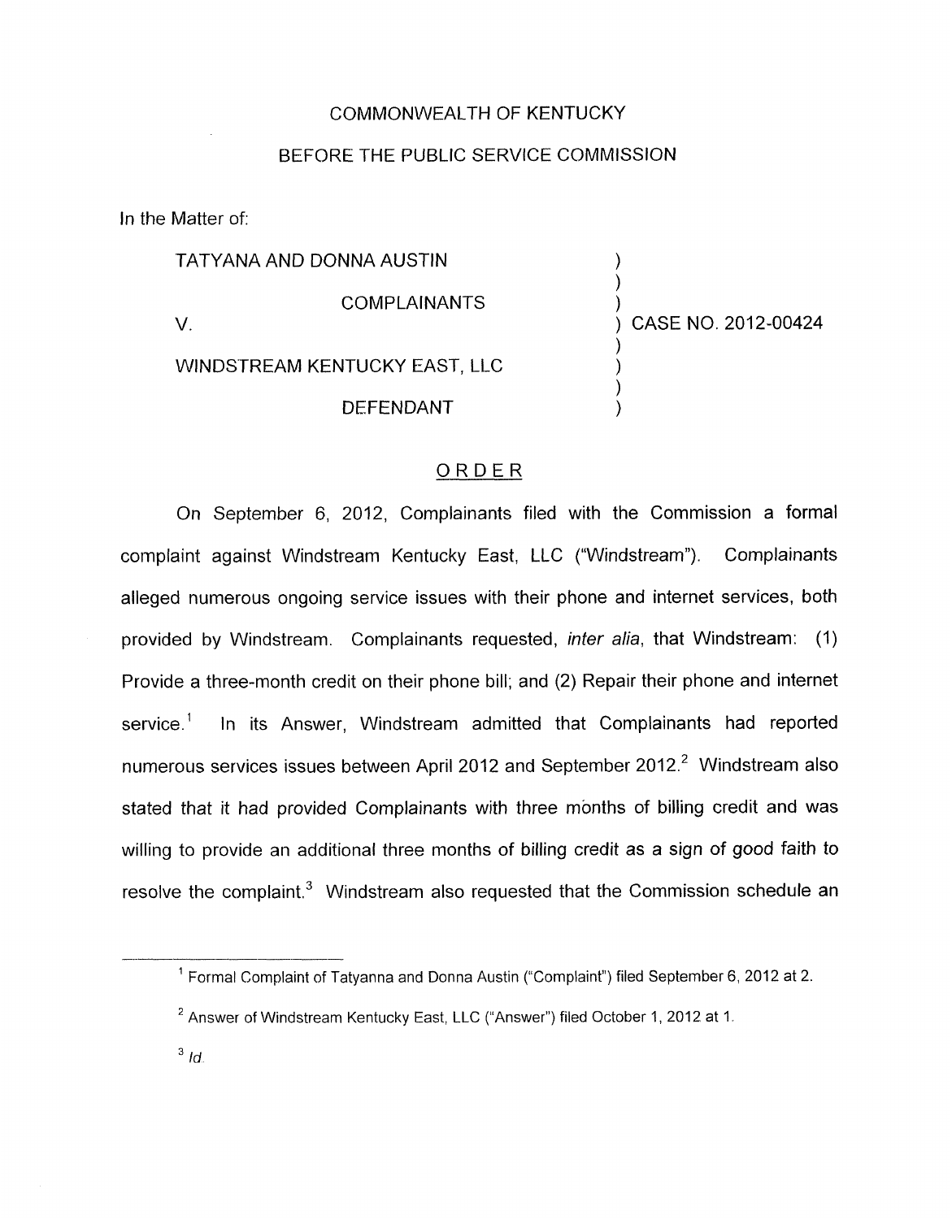COMMONWEALTH OF KENTUCKY

BEFORE THE PUBLIC SERVICE COMMISSION

In the Matter of:

| | | |
|---|---|---|
| TATYANA AND DONNA AUSTIN | ) | |
| COMPLAINANTS | ) | |
| V. | ) | CASE NO. 2012-00424 |
| WINDSTREAM KENTUCKY EAST, LLC | ) | |
| DEFENDANT | ) | |

## ORDER

On September 6, 2012, Complainants filed with the Commission a formal complaint against Windstream Kentucky East, LLC ("Windstream"). Complainants alleged numerous ongoing service issues with their phone and internet services, both provided by Windstream. Complainants requested, *inter alia*, that Windstream: (1) Provide a three-month credit on their phone bill; and (2) Repair their phone and internet service.[1] In its Answer, Windstream admitted that Complainants had reported numerous services issues between April 2012 and September 2012.[2] Windstream also stated that it had provided Complainants with three months of billing credit and was willing to provide an additional three months of billing credit as a sign of good faith to resolve the complaint.[3] Windstream also requested that the Commission schedule an

---

[1] Formal Complaint of Tatyanna and Donna Austin ("Complaint") filed September 6, 2012 at 2.

[2] Answer of Windstream Kentucky East, LLC ("Answer") filed October 1, 2012 at 1.

[3] *Id.*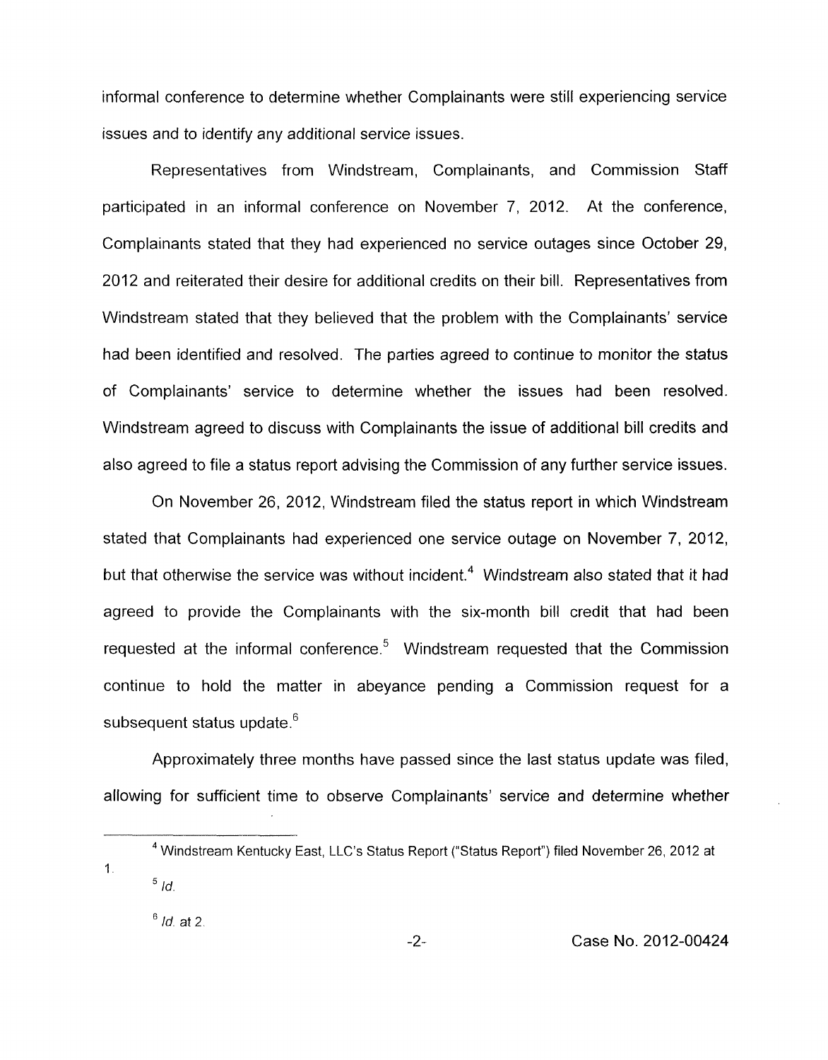informal conference to determine whether Complainants were still experiencing service issues and to identify any additional service issues.

Representatives from Windstream, Complainants, and Commission Staff participated in an informal conference on November 7, 2012. At the conference, Complainants stated that they had experienced no service outages since October 29, 2012 and reiterated their desire for additional credits on their bill. Representatives from Windstream stated that they believed that the problem with the Complainants' service had been identified and resolved. The parties agreed to continue to monitor the status of Complainants' service to determine whether the issues had been resolved. Windstream agreed to discuss with Complainants the issue of additional bill credits and also agreed to file a status report advising the Commission of any further service issues.

On November 26, 2012, Windstream filed the status report in which Windstream stated that Complainants had experienced one service outage on November 7, 2012, but that otherwise the service was without incident.[4] Windstream also stated that it had agreed to provide the Complainants with the six-month bill credit that had been requested at the informal conference.[5] Windstream requested that the Commission continue to hold the matter in abeyance pending a Commission request for a subsequent status update.[6]

Approximately three months have passed since the last status update was filed, allowing for sufficient time to observe Complainants' service and determine whether

---

[4] Windstream Kentucky East, LLC's Status Report ("Status Report") filed November 26, 2012 at 1.

[5] *Id.*

[6] *Id.* at 2.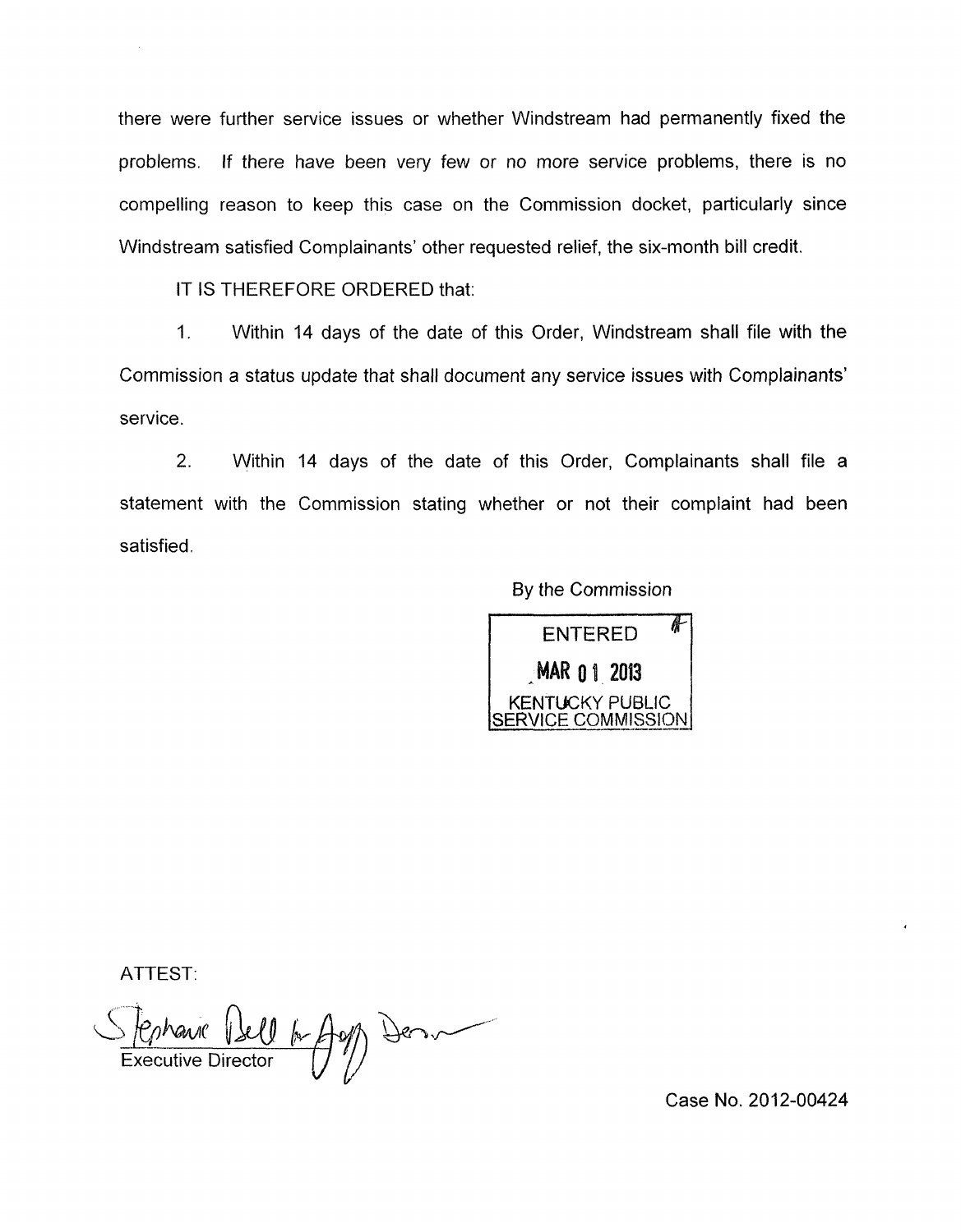there were further service issues or whether Windstream had permanently fixed the problems. If there have been very few or no more service problems, there is no compelling reason to keep this case on the Commission docket, particularly since Windstream satisfied Complainants' other requested relief, the six-month bill credit.

IT IS THEREFORE ORDERED that:

1. Within 14 days of the date of this Order, Windstream shall file with the Commission a status update that shall document any service issues with Complainants' service.

2. Within 14 days of the date of this Order, Complainants shall file a statement with the Commission stating whether or not their complaint had been satisfied.

By the Commission

ENTERED
MAR 01 2013
KENTUCKY PUBLIC SERVICE COMMISSION

ATTEST:

Stephanie Bell for Jeff Derouen
Executive Director

Case No. 2012-00424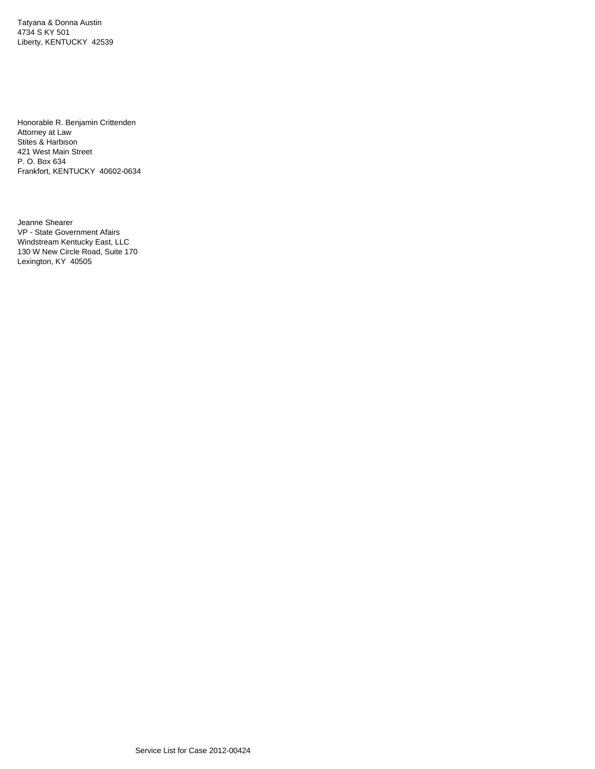Tatyana & Donna Austin
4734 S KY 501
Liberty, KENTUCKY 42539

Honorable R. Benjamin Crittenden
Attorney at Law
Stites & Harbison
421 West Main Street
P. O. Box 634
Frankfort, KENTUCKY 40602-0634

Jeanne Shearer
VP - State Government Afairs
Windstream Kentucky East, LLC
130 W New Circle Road, Suite 170
Lexington, KY 40505

Service List for Case 2012-00424